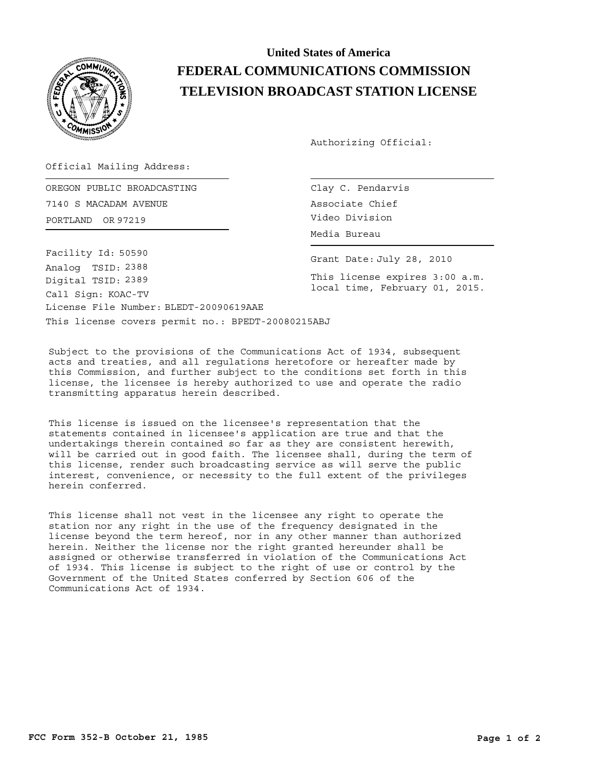# United States of America
# FEDERAL COMMUNICATIONS COMMISSION
# TELEVISION BROADCAST STATION LICENSE

Authorizing Official:

Official Mailing Address:

OREGON PUBLIC BROADCASTING
7140 S MACADAM AVENUE
PORTLAND OR 97219

Clay C. Pendarvis
Associate Chief
Video Division
Media Bureau

Facility Id: 50590
Analog TSID: 2388
Digital TSID: 2389
Call Sign: KOAC-TV
License File Number: BLEDT-20090619AAE
This license covers permit no.: BPEDT-20080215ABJ

Grant Date: July 28, 2010

This license expires 3:00 a.m. local time, February 01, 2015.

Subject to the provisions of the Communications Act of 1934, subsequent acts and treaties, and all regulations heretofore or hereafter made by this Commission, and further subject to the conditions set forth in this license, the licensee is hereby authorized to use and operate the radio transmitting apparatus herein described.

This license is issued on the licensee's representation that the statements contained in licensee's application are true and that the undertakings therein contained so far as they are consistent herewith, will be carried out in good faith. The licensee shall, during the term of this license, render such broadcasting service as will serve the public interest, convenience, or necessity to the full extent of the privileges herein conferred.

This license shall not vest in the licensee any right to operate the station nor any right in the use of the frequency designated in the license beyond the term hereof, nor in any other manner than authorized herein. Neither the license nor the right granted hereunder shall be assigned or otherwise transferred in violation of the Communications Act of 1934. This license is subject to the right of use or control by the Government of the United States conferred by Section 606 of the Communications Act of 1934.

FCC Form 352-B October 21, 1985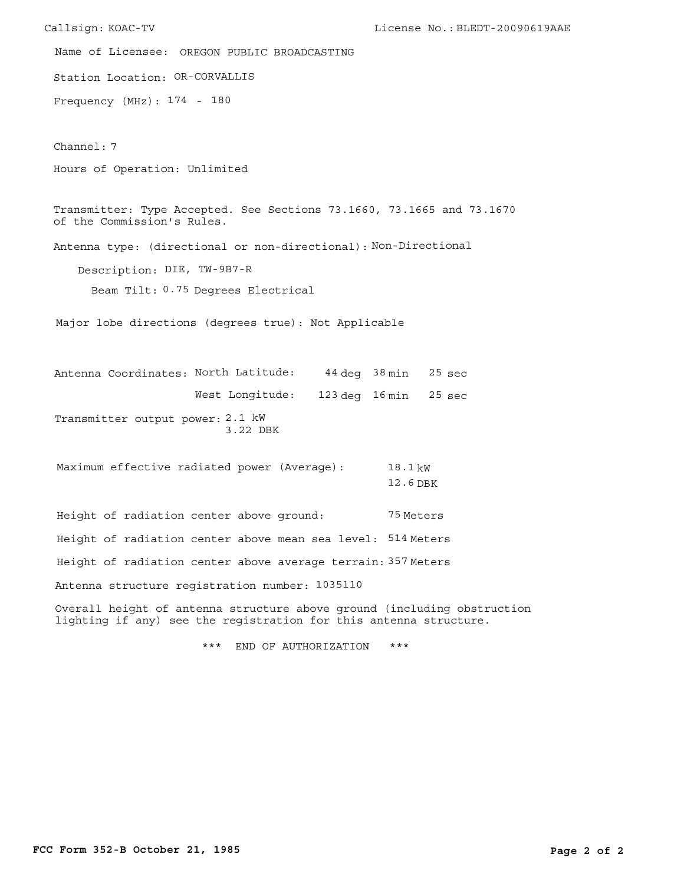Callsign: KOAC-TV License No.: BLEDT-20090619AAE

Name of Licensee: OREGON PUBLIC BROADCASTING

Station Location: OR-CORVALLIS

Frequency (MHz): 174 - 180

Channel: 7

Hours of Operation: Unlimited

Transmitter: Type Accepted. See Sections 73.1660, 73.1665 and 73.1670 of the Commission's Rules.

Antenna type: (directional or non-directional): Non-Directional

Description: DIE, TW-9B7-R

Beam Tilt: 0.75 Degrees Electrical

Major lobe directions (degrees true): Not Applicable

Antenna Coordinates: North Latitude: 44 deg 38 min 25 sec

West Longitude: 123 deg 16 min 25 sec

Transmitter output power: 2.1 kW
3.22 DBK

Maximum effective radiated power (Average): 18.1 kW
12.6 DBK

Height of radiation center above ground: 75 Meters

Height of radiation center above mean sea level: 514 Meters

Height of radiation center above average terrain: 357 Meters

Antenna structure registration number: 1035110

Overall height of antenna structure above ground (including obstruction lighting if any) see the registration for this antenna structure.

*** END OF AUTHORIZATION ***

**FCC Form 352-B October 21, 1985**